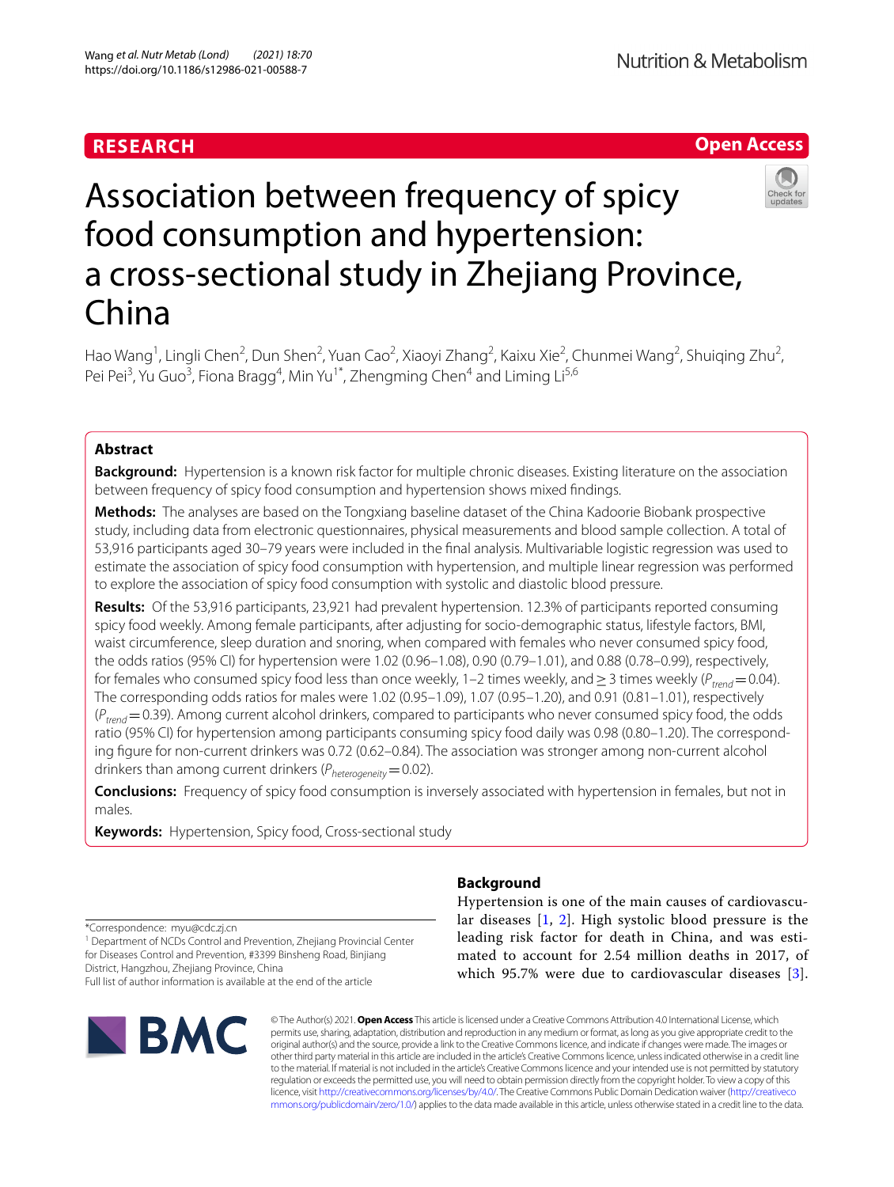RESEARCH

Open Access

# Association between frequency of spicy food consumption and hypertension: a cross-sectional study in Zhejiang Province, China

Hao Wang[1], Lingli Chen[2], Dun Shen[2], Yuan Cao[2], Xiaoyi Zhang[2], Kaixu Xie[2], Chunmei Wang[2], Shuiqing Zhu[2], Pei Pei[3], Yu Guo[3], Fiona Bragg[4], Min Yu[1*], Zhengming Chen[4] and Liming Li[5,6]

## Abstract

**Background:** Hypertension is a known risk factor for multiple chronic diseases. Existing literature on the association between frequency of spicy food consumption and hypertension shows mixed findings.

**Methods:** The analyses are based on the Tongxiang baseline dataset of the China Kadoorie Biobank prospective study, including data from electronic questionnaires, physical measurements and blood sample collection. A total of 53,916 participants aged 30–79 years were included in the final analysis. Multivariable logistic regression was used to estimate the association of spicy food consumption with hypertension, and multiple linear regression was performed to explore the association of spicy food consumption with systolic and diastolic blood pressure.

**Results:** Of the 53,916 participants, 23,921 had prevalent hypertension. 12.3% of participants reported consuming spicy food weekly. Among female participants, after adjusting for socio-demographic status, lifestyle factors, BMI, waist circumference, sleep duration and snoring, when compared with females who never consumed spicy food, the odds ratios (95% CI) for hypertension were 1.02 (0.96–1.08), 0.90 (0.79–1.01), and 0.88 (0.78–0.99), respectively, for females who consumed spicy food less than once weekly, 1–2 times weekly, and ≥ 3 times weekly ($P_{trend}$ = 0.04). The corresponding odds ratios for males were 1.02 (0.95–1.09), 1.07 (0.95–1.20), and 0.91 (0.81–1.01), respectively ($P_{trend}$ = 0.39). Among current alcohol drinkers, compared to participants who never consumed spicy food, the odds ratio (95% CI) for hypertension among participants consuming spicy food daily was 0.98 (0.80–1.20). The corresponding figure for non-current drinkers was 0.72 (0.62–0.84). The association was stronger among non-current alcohol drinkers than among current drinkers ($P_{heterogeneity}$ = 0.02).

**Conclusions:** Frequency of spicy food consumption is inversely associated with hypertension in females, but not in males.

**Keywords:** Hypertension, Spicy food, Cross-sectional study

## Background

Hypertension is one of the main causes of cardiovascular diseases [1, 2]. High systolic blood pressure is the leading risk factor for death in China, and was estimated to account for 2.54 million deaths in 2017, of which 95.7% were due to cardiovascular diseases [3].

*Correspondence: myu@cdc.zj.cn
[1] Department of NCDs Control and Prevention, Zhejiang Provincial Center for Diseases Control and Prevention, #3399 Binsheng Road, Binjiang District, Hangzhou, Zhejiang Province, China
Full list of author information is available at the end of the article

© The Author(s) 2021. **Open Access** This article is licensed under a Creative Commons Attribution 4.0 International License, which permits use, sharing, adaptation, distribution and reproduction in any medium or format, as long as you give appropriate credit to the original author(s) and the source, provide a link to the Creative Commons licence, and indicate if changes were made. The images or other third party material in this article are included in the article's Creative Commons licence, unless indicated otherwise in a credit line to the material. If material is not included in the article's Creative Commons licence and your intended use is not permitted by statutory regulation or exceeds the permitted use, you will need to obtain permission directly from the copyright holder. To view a copy of this licence, visit http://creativecommons.org/licenses/by/4.0/. The Creative Commons Public Domain Dedication waiver (http://creativecommons.org/publicdomain/zero/1.0/) applies to the data made available in this article, unless otherwise stated in a credit line to the data.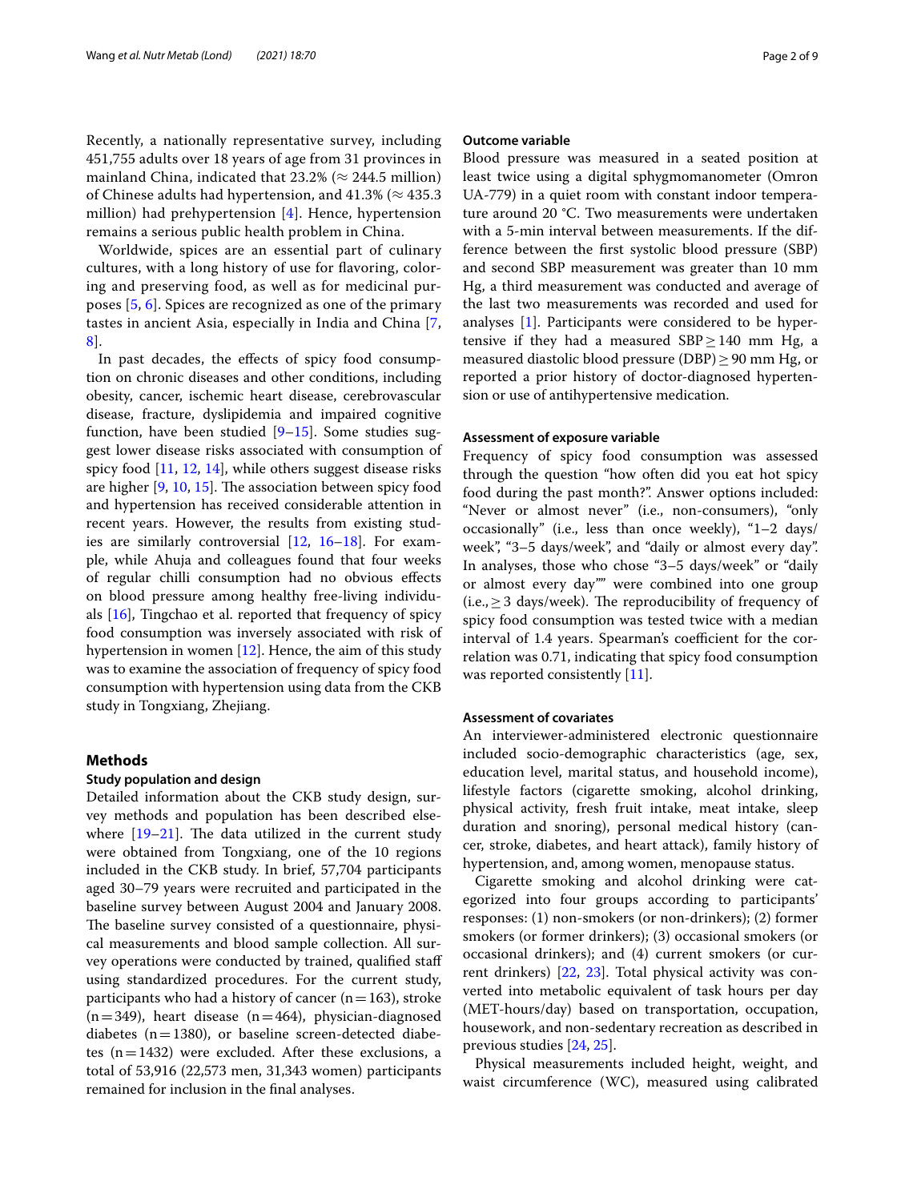Recently, a nationally representative survey, including 451,755 adults over 18 years of age from 31 provinces in mainland China, indicated that 23.2% (≈ 244.5 million) of Chinese adults had hypertension, and 41.3% (≈ 435.3 million) had prehypertension [4]. Hence, hypertension remains a serious public health problem in China.

Worldwide, spices are an essential part of culinary cultures, with a long history of use for flavoring, coloring and preserving food, as well as for medicinal purposes [5, 6]. Spices are recognized as one of the primary tastes in ancient Asia, especially in India and China [7, 8].

In past decades, the effects of spicy food consumption on chronic diseases and other conditions, including obesity, cancer, ischemic heart disease, cerebrovascular disease, fracture, dyslipidemia and impaired cognitive function, have been studied [9–15]. Some studies suggest lower disease risks associated with consumption of spicy food [11, 12, 14], while others suggest disease risks are higher [9, 10, 15]. The association between spicy food and hypertension has received considerable attention in recent years. However, the results from existing studies are similarly controversial [12, 16–18]. For example, while Ahuja and colleagues found that four weeks of regular chilli consumption had no obvious effects on blood pressure among healthy free-living individuals [16], Tingchao et al. reported that frequency of spicy food consumption was inversely associated with risk of hypertension in women [12]. Hence, the aim of this study was to examine the association of frequency of spicy food consumption with hypertension using data from the CKB study in Tongxiang, Zhejiang.

## Methods

### Study population and design

Detailed information about the CKB study design, survey methods and population has been described elsewhere [19–21]. The data utilized in the current study were obtained from Tongxiang, one of the 10 regions included in the CKB study. In brief, 57,704 participants aged 30–79 years were recruited and participated in the baseline survey between August 2004 and January 2008. The baseline survey consisted of a questionnaire, physical measurements and blood sample collection. All survey operations were conducted by trained, qualified staff using standardized procedures. For the current study, participants who had a history of cancer (n = 163), stroke (n = 349), heart disease (n = 464), physician-diagnosed diabetes (n = 1380), or baseline screen-detected diabetes (n = 1432) were excluded. After these exclusions, a total of 53,916 (22,573 men, 31,343 women) participants remained for inclusion in the final analyses.

### Outcome variable

Blood pressure was measured in a seated position at least twice using a digital sphygmomanometer (Omron UA-779) in a quiet room with constant indoor temperature around 20 °C. Two measurements were undertaken with a 5-min interval between measurements. If the difference between the first systolic blood pressure (SBP) and second SBP measurement was greater than 10 mm Hg, a third measurement was conducted and average of the last two measurements was recorded and used for analyses [1]. Participants were considered to be hypertensive if they had a measured SBP ≥ 140 mm Hg, a measured diastolic blood pressure (DBP) ≥ 90 mm Hg, or reported a prior history of doctor-diagnosed hypertension or use of antihypertensive medication.

### Assessment of exposure variable

Frequency of spicy food consumption was assessed through the question "how often did you eat hot spicy food during the past month?". Answer options included: "Never or almost never" (i.e., non-consumers), "only occasionally" (i.e., less than once weekly), "1–2 days/week", "3–5 days/week", and "daily or almost every day". In analyses, those who chose "3–5 days/week" or "daily or almost every day"" were combined into one group (i.e., ≥ 3 days/week). The reproducibility of frequency of spicy food consumption was tested twice with a median interval of 1.4 years. Spearman's coefficient for the correlation was 0.71, indicating that spicy food consumption was reported consistently [11].

### Assessment of covariates

An interviewer-administered electronic questionnaire included socio-demographic characteristics (age, sex, education level, marital status, and household income), lifestyle factors (cigarette smoking, alcohol drinking, physical activity, fresh fruit intake, meat intake, sleep duration and snoring), personal medical history (cancer, stroke, diabetes, and heart attack), family history of hypertension, and, among women, menopause status.

Cigarette smoking and alcohol drinking were categorized into four groups according to participants' responses: (1) non-smokers (or non-drinkers); (2) former smokers (or former drinkers); (3) occasional smokers (or occasional drinkers); and (4) current smokers (or current drinkers) [22, 23]. Total physical activity was converted into metabolic equivalent of task hours per day (MET-hours/day) based on transportation, occupation, housework, and non-sedentary recreation as described in previous studies [24, 25].

Physical measurements included height, weight, and waist circumference (WC), measured using calibrated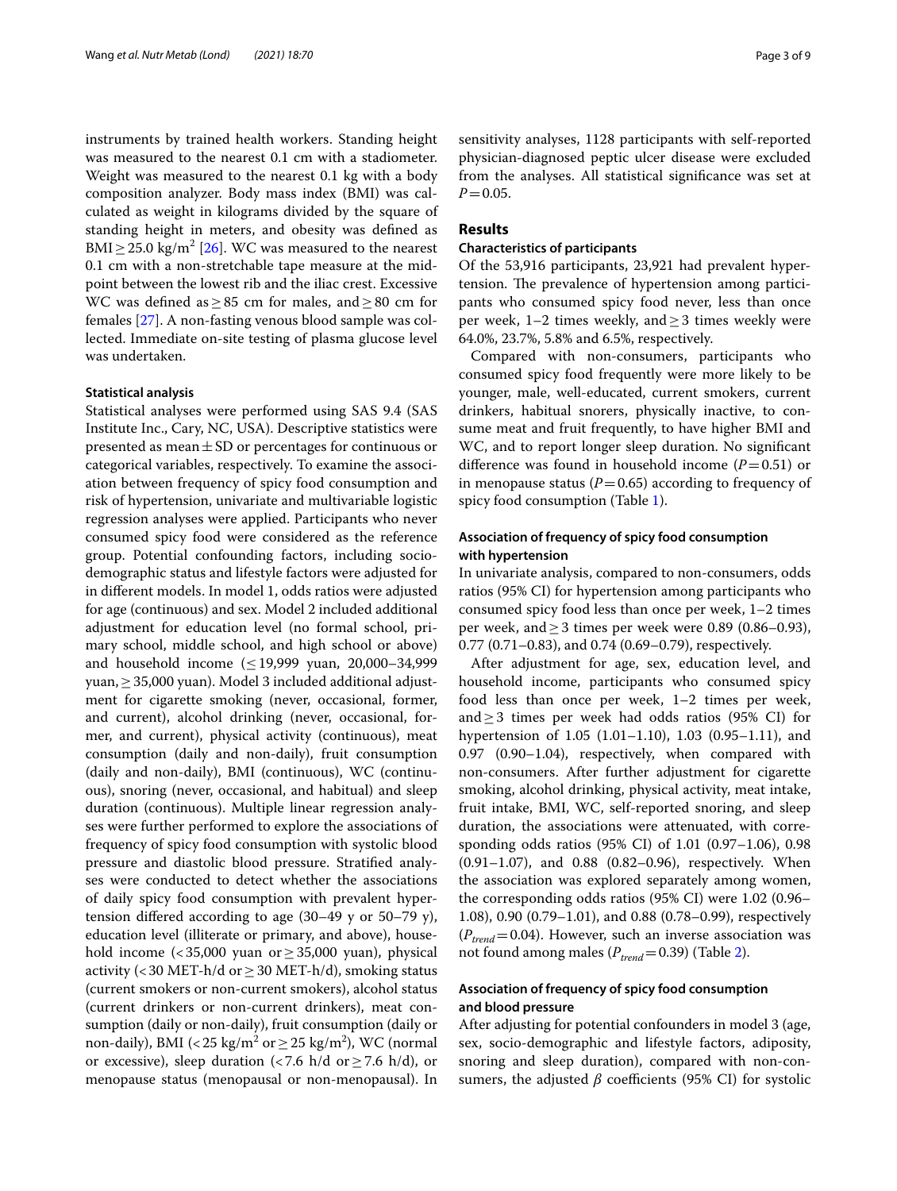instruments by trained health workers. Standing height was measured to the nearest 0.1 cm with a stadiometer. Weight was measured to the nearest 0.1 kg with a body composition analyzer. Body mass index (BMI) was calculated as weight in kilograms divided by the square of standing height in meters, and obesity was defined as BMI ≥ 25.0 kg/m$^2$ [26]. WC was measured to the nearest 0.1 cm with a non-stretchable tape measure at the midpoint between the lowest rib and the iliac crest. Excessive WC was defined as ≥ 85 cm for males, and ≥ 80 cm for females [27]. A non-fasting venous blood sample was collected. Immediate on-site testing of plasma glucose level was undertaken.

#### Statistical analysis

Statistical analyses were performed using SAS 9.4 (SAS Institute Inc., Cary, NC, USA). Descriptive statistics were presented as mean ± SD or percentages for continuous or categorical variables, respectively. To examine the association between frequency of spicy food consumption and risk of hypertension, univariate and multivariable logistic regression analyses were applied. Participants who never consumed spicy food were considered as the reference group. Potential confounding factors, including sociodemographic status and lifestyle factors were adjusted for in different models. In model 1, odds ratios were adjusted for age (continuous) and sex. Model 2 included additional adjustment for education level (no formal school, primary school, middle school, and high school or above) and household income (≤ 19,999 yuan, 20,000–34,999 yuan, ≥ 35,000 yuan). Model 3 included additional adjustment for cigarette smoking (never, occasional, former, and current), alcohol drinking (never, occasional, former, and current), physical activity (continuous), meat consumption (daily and non-daily), fruit consumption (daily and non-daily), BMI (continuous), WC (continuous), snoring (never, occasional, and habitual) and sleep duration (continuous). Multiple linear regression analyses were further performed to explore the associations of frequency of spicy food consumption with systolic blood pressure and diastolic blood pressure. Stratified analyses were conducted to detect whether the associations of daily spicy food consumption with prevalent hypertension differed according to age (30–49 y or 50–79 y), education level (illiterate or primary, and above), household income (< 35,000 yuan or ≥ 35,000 yuan), physical activity (< 30 MET-h/d or ≥ 30 MET-h/d), smoking status (current smokers or non-current smokers), alcohol status (current drinkers or non-current drinkers), meat consumption (daily or non-daily), fruit consumption (daily or non-daily), BMI (< 25 kg/m$^2$ or ≥ 25 kg/m$^2$), WC (normal or excessive), sleep duration (< 7.6 h/d or ≥ 7.6 h/d), or menopause status (menopausal or non-menopausal). In sensitivity analyses, 1128 participants with self-reported physician-diagnosed peptic ulcer disease were excluded from the analyses. All statistical significance was set at $P = 0.05$.

## Results

#### Characteristics of participants

Of the 53,916 participants, 23,921 had prevalent hypertension. The prevalence of hypertension among participants who consumed spicy food never, less than once per week, 1–2 times weekly, and ≥ 3 times weekly were 64.0%, 23.7%, 5.8% and 6.5%, respectively.

Compared with non-consumers, participants who consumed spicy food frequently were more likely to be younger, male, well-educated, current smokers, current drinkers, habitual snorers, physically inactive, to consume meat and fruit frequently, to have higher BMI and WC, and to report longer sleep duration. No significant difference was found in household income ($P = 0.51$) or in menopause status ($P = 0.65$) according to frequency of spicy food consumption (Table 1).

#### Association of frequency of spicy food consumption with hypertension

In univariate analysis, compared to non-consumers, odds ratios (95% CI) for hypertension among participants who consumed spicy food less than once per week, 1–2 times per week, and ≥ 3 times per week were 0.89 (0.86–0.93), 0.77 (0.71–0.83), and 0.74 (0.69–0.79), respectively.

After adjustment for age, sex, education level, and household income, participants who consumed spicy food less than once per week, 1–2 times per week, and ≥ 3 times per week had odds ratios (95% CI) for hypertension of 1.05 (1.01–1.10), 1.03 (0.95–1.11), and 0.97 (0.90–1.04), respectively, when compared with non-consumers. After further adjustment for cigarette smoking, alcohol drinking, physical activity, meat intake, fruit intake, BMI, WC, self-reported snoring, and sleep duration, the associations were attenuated, with corresponding odds ratios (95% CI) of 1.01 (0.97–1.06), 0.98 (0.91–1.07), and 0.88 (0.82–0.96), respectively. When the association was explored separately among women, the corresponding odds ratios (95% CI) were 1.02 (0.96–1.08), 0.90 (0.79–1.01), and 0.88 (0.78–0.99), respectively ($P_{trend} = 0.04$). However, such an inverse association was not found among males ($P_{trend} = 0.39$) (Table 2).

#### Association of frequency of spicy food consumption and blood pressure

After adjusting for potential confounders in model 3 (age, sex, socio-demographic and lifestyle factors, adiposity, snoring and sleep duration), compared with non-consumers, the adjusted $\beta$ coefficients (95% CI) for systolic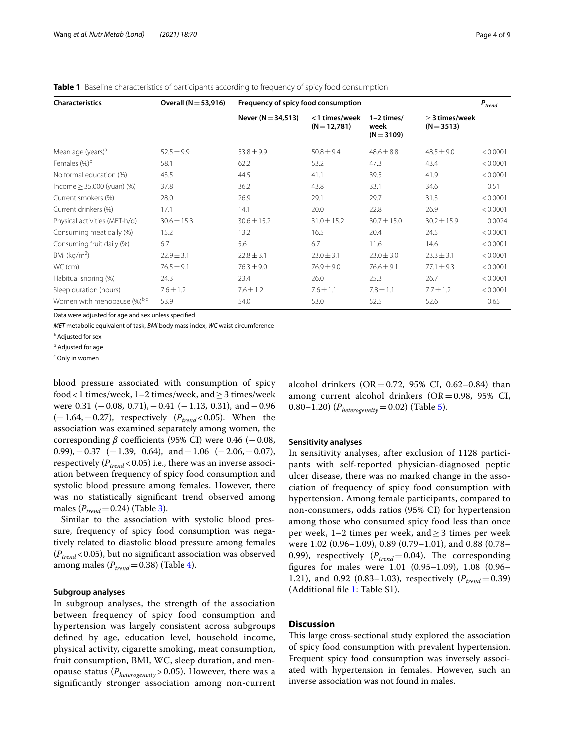**Table 1** Baseline characteristics of participants according to frequency of spicy food consumption

| Characteristics | Overall (N = 53,916) | Frequency of spicy food consumption | | | | $P_{trend}$ |
|---|---|---|---|---|---|---|
| | | Never (N = 34,513) | < 1 times/week (N = 12,781) | 1–2 times/ week (N = 3109) | ≥ 3 times/week (N = 3513) | |
| Mean age (years)[a] | 52.5 ± 9.9 | 53.8 ± 9.9 | 50.8 ± 9.4 | 48.6 ± 8.8 | 48.5 ± 9.0 | < 0.0001 |
| Females (%)[b] | 58.1 | 62.2 | 53.2 | 47.3 | 43.4 | < 0.0001 |
| No formal education (%) | 43.5 | 44.5 | 41.1 | 39.5 | 41.9 | < 0.0001 |
| Income ≥ 35,000 (yuan) (%) | 37.8 | 36.2 | 43.8 | 33.1 | 34.6 | 0.51 |
| Current smokers (%) | 28.0 | 26.9 | 29.1 | 29.7 | 31.3 | < 0.0001 |
| Current drinkers (%) | 17.1 | 14.1 | 20.0 | 22.8 | 26.9 | < 0.0001 |
| Physical activities (MET-h/d) | 30.6 ± 15.3 | 30.6 ± 15.2 | 31.0 ± 15.2 | 30.7 ± 15.0 | 30.2 ± 15.9 | 0.0024 |
| Consuming meat daily (%) | 15.2 | 13.2 | 16.5 | 20.4 | 24.5 | < 0.0001 |
| Consuming fruit daily (%) | 6.7 | 5.6 | 6.7 | 11.6 | 14.6 | < 0.0001 |
| BMI (kg/m$^2$) | 22.9 ± 3.1 | 22.8 ± 3.1 | 23.0 ± 3.1 | 23.0 ± 3.0 | 23.3 ± 3.1 | < 0.0001 |
| WC (cm) | 76.5 ± 9.1 | 76.3 ± 9.0 | 76.9 ± 9.0 | 76.6 ± 9.1 | 77.1 ± 9.3 | < 0.0001 |
| Habitual snoring (%) | 24.3 | 23.4 | 26.0 | 25.3 | 26.7 | < 0.0001 |
| Sleep duration (hours) | 7.6 ± 1.2 | 7.6 ± 1.2 | 7.6 ± 1.1 | 7.8 ± 1.1 | 7.7 ± 1.2 | < 0.0001 |
| Women with menopause (%)[b,c] | 53.9 | 54.0 | 53.0 | 52.5 | 52.6 | 0.65 |

Data were adjusted for age and sex unless specified

*MET* metabolic equivalent of task, *BMI* body mass index, *WC* waist circumference

[a] Adjusted for sex

[b] Adjusted for age

[c] Only in women

blood pressure associated with consumption of spicy food < 1 times/week, 1–2 times/week, and ≥ 3 times/week were 0.31 (−0.08, 0.71), −0.41 (−1.13, 0.31), and −0.96 (−1.64, −0.27), respectively ($P_{trend}$ < 0.05). When the association was examined separately among women, the corresponding $\beta$ coefficients (95% CI) were 0.46 (−0.08, 0.99), −0.37 (−1.39, 0.64), and −1.06 (−2.06, −0.07), respectively ($P_{trend}$ < 0.05) i.e., there was an inverse association between frequency of spicy food consumption and systolic blood pressure among females. However, there was no statistically significant trend observed among males ($P_{trend}$ = 0.24) (Table 3).

Similar to the association with systolic blood pressure, frequency of spicy food consumption was negatively related to diastolic blood pressure among females ($P_{trend}$ < 0.05), but no significant association was observed among males ($P_{trend}$ = 0.38) (Table 4).

### Subgroup analyses

In subgroup analyses, the strength of the association between frequency of spicy food consumption and hypertension was largely consistent across subgroups defined by age, education level, household income, physical activity, cigarette smoking, meat consumption, fruit consumption, BMI, WC, sleep duration, and menopause status ($P_{heterogeneity}$ > 0.05). However, there was a significantly stronger association among non-current alcohol drinkers (OR = 0.72, 95% CI, 0.62–0.84) than among current alcohol drinkers (OR = 0.98, 95% CI, 0.80–1.20) ($P_{heterogeneity}$ = 0.02) (Table 5).

### Sensitivity analyses

In sensitivity analyses, after exclusion of 1128 participants with self-reported physician-diagnosed peptic ulcer disease, there was no marked change in the association of frequency of spicy food consumption with hypertension. Among female participants, compared to non-consumers, odds ratios (95% CI) for hypertension among those who consumed spicy food less than once per week, 1–2 times per week, and ≥ 3 times per week were 1.02 (0.96–1.09), 0.89 (0.79–1.01), and 0.88 (0.78–0.99), respectively ($P_{trend}$ = 0.04). The corresponding figures for males were 1.01 (0.95–1.09), 1.08 (0.96–1.21), and 0.92 (0.83–1.03), respectively ($P_{trend}$ = 0.39) (Additional file 1: Table S1).

## Discussion

This large cross-sectional study explored the association of spicy food consumption with prevalent hypertension. Frequent spicy food consumption was inversely associated with hypertension in females. However, such an inverse association was not found in males.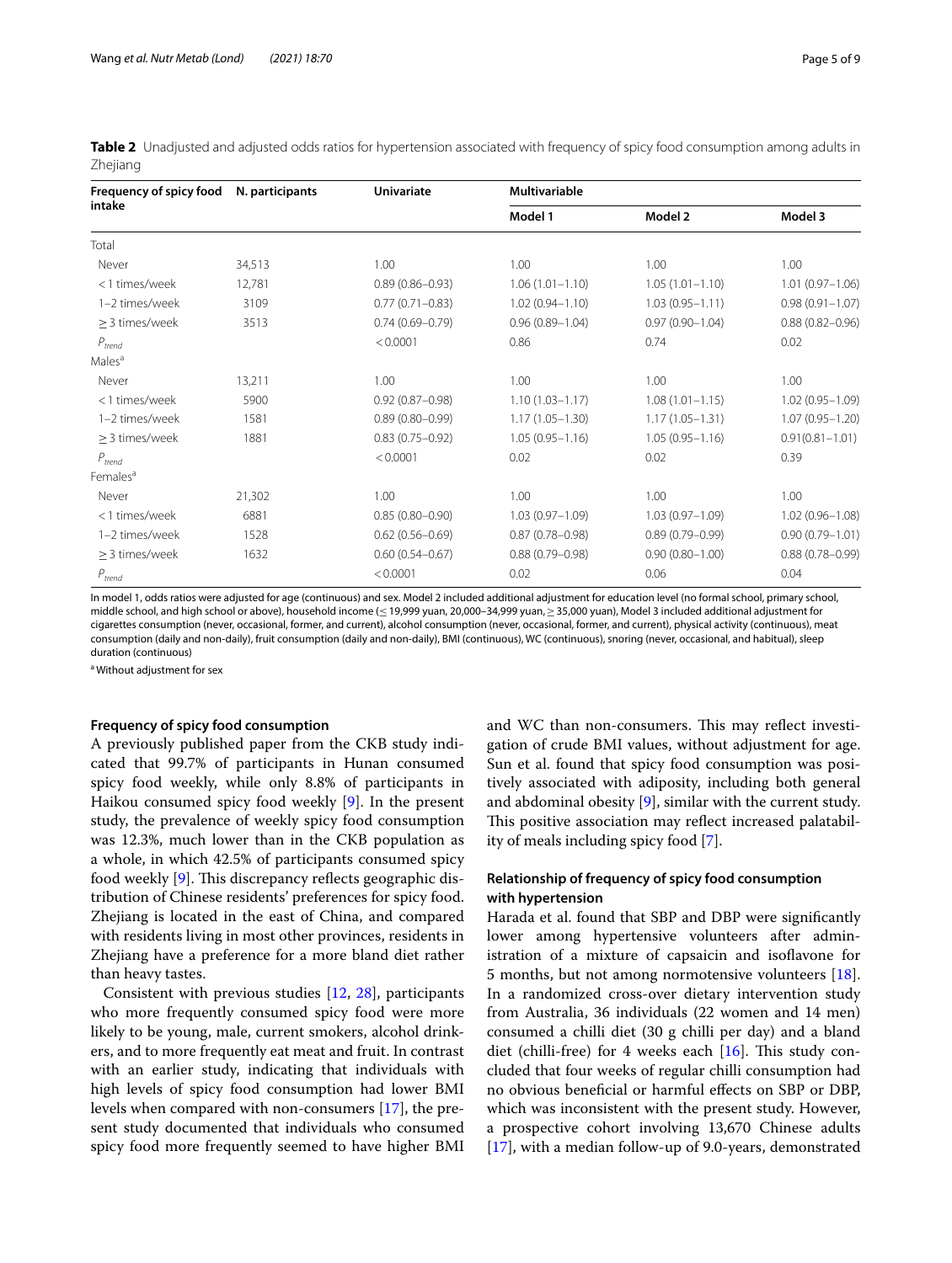**Table 2** Unadjusted and adjusted odds ratios for hypertension associated with frequency of spicy food consumption among adults in Zhejiang

| Frequency of spicy food intake | N. participants | Univariate | Multivariable | | |
|---|---|---|---|---|---|
| | | | Model 1 | Model 2 | Model 3 |
| Total | | | | | |
| Never | 34,513 | 1.00 | 1.00 | 1.00 | 1.00 |
| < 1 times/week | 12,781 | 0.89 (0.86–0.93) | 1.06 (1.01–1.10) | 1.05 (1.01–1.10) | 1.01 (0.97–1.06) |
| 1–2 times/week | 3109 | 0.77 (0.71–0.83) | 1.02 (0.94–1.10) | 1.03 (0.95–1.11) | 0.98 (0.91–1.07) |
| ≥ 3 times/week | 3513 | 0.74 (0.69–0.79) | 0.96 (0.89–1.04) | 0.97 (0.90–1.04) | 0.88 (0.82–0.96) |
| $P_{trend}$ | | < 0.0001 | 0.86 | 0.74 | 0.02 |
| Males[a] | | | | | |
| Never | 13,211 | 1.00 | 1.00 | 1.00 | 1.00 |
| < 1 times/week | 5900 | 0.92 (0.87–0.98) | 1.10 (1.03–1.17) | 1.08 (1.01–1.15) | 1.02 (0.95–1.09) |
| 1–2 times/week | 1581 | 0.89 (0.80–0.99) | 1.17 (1.05–1.30) | 1.17 (1.05–1.31) | 1.07 (0.95–1.20) |
| ≥ 3 times/week | 1881 | 0.83 (0.75–0.92) | 1.05 (0.95–1.16) | 1.05 (0.95–1.16) | 0.91(0.81–1.01) |
| $P_{trend}$ | | < 0.0001 | 0.02 | 0.02 | 0.39 |
| Females[a] | | | | | |
| Never | 21,302 | 1.00 | 1.00 | 1.00 | 1.00 |
| < 1 times/week | 6881 | 0.85 (0.80–0.90) | 1.03 (0.97–1.09) | 1.03 (0.97–1.09) | 1.02 (0.96–1.08) |
| 1–2 times/week | 1528 | 0.62 (0.56–0.69) | 0.87 (0.78–0.98) | 0.89 (0.79–0.99) | 0.90 (0.79–1.01) |
| ≥ 3 times/week | 1632 | 0.60 (0.54–0.67) | 0.88 (0.79–0.98) | 0.90 (0.80–1.00) | 0.88 (0.78–0.99) |
| $P_{trend}$ | | < 0.0001 | 0.02 | 0.06 | 0.04 |

In model 1, odds ratios were adjusted for age (continuous) and sex. Model 2 included additional adjustment for education level (no formal school, primary school, middle school, and high school or above), household income (≤ 19,999 yuan, 20,000–34,999 yuan, ≥ 35,000 yuan), Model 3 included additional adjustment for cigarettes consumption (never, occasional, former, and current), alcohol consumption (never, occasional, former, and current), physical activity (continuous), meat consumption (daily and non-daily), fruit consumption (daily and non-daily), BMI (continuous), WC (continuous), snoring (never, occasional, and habitual), sleep duration (continuous)

[a] Without adjustment for sex

### Frequency of spicy food consumption

A previously published paper from the CKB study indicated that 99.7% of participants in Hunan consumed spicy food weekly, while only 8.8% of participants in Haikou consumed spicy food weekly [9]. In the present study, the prevalence of weekly spicy food consumption was 12.3%, much lower than in the CKB population as a whole, in which 42.5% of participants consumed spicy food weekly [9]. This discrepancy reflects geographic distribution of Chinese residents' preferences for spicy food. Zhejiang is located in the east of China, and compared with residents living in most other provinces, residents in Zhejiang have a preference for a more bland diet rather than heavy tastes.

Consistent with previous studies [12, 28], participants who more frequently consumed spicy food were more likely to be young, male, current smokers, alcohol drinkers, and to more frequently eat meat and fruit. In contrast with an earlier study, indicating that individuals with high levels of spicy food consumption had lower BMI levels when compared with non-consumers [17], the present study documented that individuals who consumed spicy food more frequently seemed to have higher BMI and WC than non-consumers. This may reflect investigation of crude BMI values, without adjustment for age. Sun et al. found that spicy food consumption was positively associated with adiposity, including both general and abdominal obesity [9], similar with the current study. This positive association may reflect increased palatability of meals including spicy food [7].

### Relationship of frequency of spicy food consumption with hypertension

Harada et al. found that SBP and DBP were significantly lower among hypertensive volunteers after administration of a mixture of capsaicin and isoflavone for 5 months, but not among normotensive volunteers [18]. In a randomized cross-over dietary intervention study from Australia, 36 individuals (22 women and 14 men) consumed a chilli diet (30 g chilli per day) and a bland diet (chilli-free) for 4 weeks each [16]. This study concluded that four weeks of regular chilli consumption had no obvious beneficial or harmful effects on SBP or DBP, which was inconsistent with the present study. However, a prospective cohort involving 13,670 Chinese adults [17], with a median follow-up of 9.0-years, demonstrated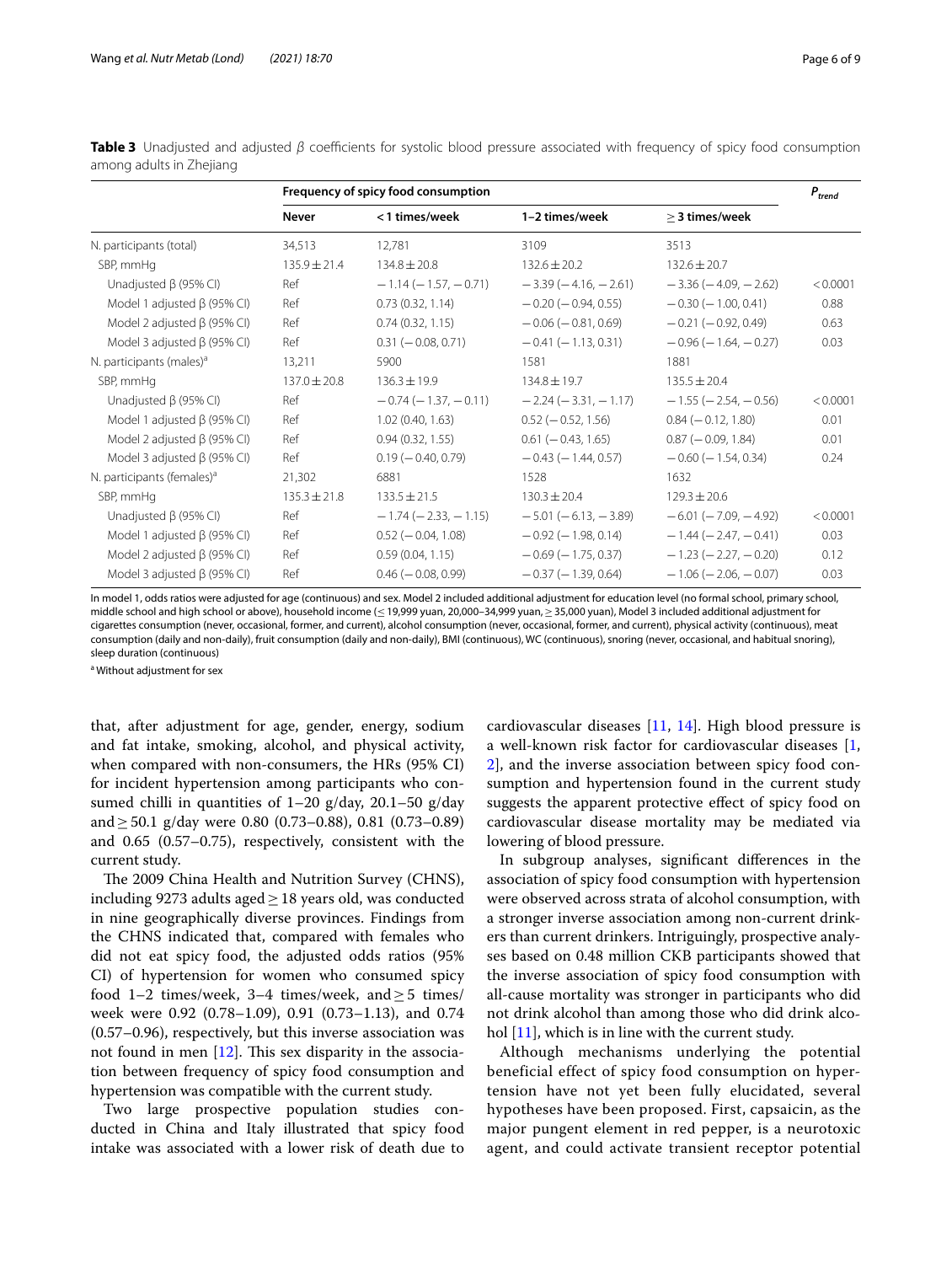**Table 3** Unadjusted and adjusted β coefficients for systolic blood pressure associated with frequency of spicy food consumption among adults in Zhejiang

| | Frequency of spicy food consumption | | | | $P_{trend}$ |
|---|---|---|---|---|---|
| | **Never** | **<1 times/week** | **1–2 times/week** | **≥3 times/week** | |
| N. participants (total) | 34,513 | 12,781 | 3109 | 3513 | |
| SBP, mmHg | 135.9 ± 21.4 | 134.8 ± 20.8 | 132.6 ± 20.2 | 132.6 ± 20.7 | |
| Unadjusted β (95% CI) | Ref | −1.14 (−1.57, −0.71) | −3.39 (−4.16, −2.61) | −3.36 (−4.09, −2.62) | < 0.0001 |
| Model 1 adjusted β (95% CI) | Ref | 0.73 (0.32, 1.14) | −0.20 (−0.94, 0.55) | −0.30 (−1.00, 0.41) | 0.88 |
| Model 2 adjusted β (95% CI) | Ref | 0.74 (0.32, 1.15) | −0.06 (−0.81, 0.69) | −0.21 (−0.92, 0.49) | 0.63 |
| Model 3 adjusted β (95% CI) | Ref | 0.31 (−0.08, 0.71) | −0.41 (−1.13, 0.31) | −0.96 (−1.64, −0.27) | 0.03 |
| N. participants (males)[a] | 13,211 | 5900 | 1581 | 1881 | |
| SBP, mmHg | 137.0 ± 20.8 | 136.3 ± 19.9 | 134.8 ± 19.7 | 135.5 ± 20.4 | |
| Unadjusted β (95% CI) | Ref | −0.74 (−1.37, −0.11) | −2.24 (−3.31, −1.17) | −1.55 (−2.54, −0.56) | < 0.0001 |
| Model 1 adjusted β (95% CI) | Ref | 1.02 (0.40, 1.63) | 0.52 (−0.52, 1.56) | 0.84 (−0.12, 1.80) | 0.01 |
| Model 2 adjusted β (95% CI) | Ref | 0.94 (0.32, 1.55) | 0.61 (−0.43, 1.65) | 0.87 (−0.09, 1.84) | 0.01 |
| Model 3 adjusted β (95% CI) | Ref | 0.19 (−0.40, 0.79) | −0.43 (−1.44, 0.57) | −0.60 (−1.54, 0.34) | 0.24 |
| N. participants (females)[a] | 21,302 | 6881 | 1528 | 1632 | |
| SBP, mmHg | 135.3 ± 21.8 | 133.5 ± 21.5 | 130.3 ± 20.4 | 129.3 ± 20.6 | |
| Unadjusted β (95% CI) | Ref | −1.74 (−2.33, −1.15) | −5.01 (−6.13, −3.89) | −6.01 (−7.09, −4.92) | < 0.0001 |
| Model 1 adjusted β (95% CI) | Ref | 0.52 (−0.04, 1.08) | −0.92 (−1.98, 0.14) | −1.44 (−2.47, −0.41) | 0.03 |
| Model 2 adjusted β (95% CI) | Ref | 0.59 (0.04, 1.15) | −0.69 (−1.75, 0.37) | −1.23 (−2.27, −0.20) | 0.12 |
| Model 3 adjusted β (95% CI) | Ref | 0.46 (−0.08, 0.99) | −0.37 (−1.39, 0.64) | −1.06 (−2.06, −0.07) | 0.03 |

In model 1, odds ratios were adjusted for age (continuous) and sex. Model 2 included additional adjustment for education level (no formal school, primary school, middle school and high school or above), household income (≤ 19,999 yuan, 20,000–34,999 yuan, ≥ 35,000 yuan), Model 3 included additional adjustment for cigarettes consumption (never, occasional, former, and current), alcohol consumption (never, occasional, former, and current), physical activity (continuous), meat consumption (daily and non-daily), fruit consumption (daily and non-daily), BMI (continuous), WC (continuous), snoring (never, occasional, and habitual snoring), sleep duration (continuous)

[a] Without adjustment for sex

that, after adjustment for age, gender, energy, sodium and fat intake, smoking, alcohol, and physical activity, when compared with non-consumers, the HRs (95% CI) for incident hypertension among participants who consumed chilli in quantities of 1–20 g/day, 20.1–50 g/day and ≥ 50.1 g/day were 0.80 (0.73–0.88), 0.81 (0.73–0.89) and 0.65 (0.57–0.75), respectively, consistent with the current study.

The 2009 China Health and Nutrition Survey (CHNS), including 9273 adults aged ≥ 18 years old, was conducted in nine geographically diverse provinces. Findings from the CHNS indicated that, compared with females who did not eat spicy food, the adjusted odds ratios (95% CI) of hypertension for women who consumed spicy food 1–2 times/week, 3–4 times/week, and ≥ 5 times/week were 0.92 (0.78–1.09), 0.91 (0.73–1.13), and 0.74 (0.57–0.96), respectively, but this inverse association was not found in men [12]. This sex disparity in the association between frequency of spicy food consumption and hypertension was compatible with the current study.

Two large prospective population studies conducted in China and Italy illustrated that spicy food intake was associated with a lower risk of death due to cardiovascular diseases [11, 14]. High blood pressure is a well-known risk factor for cardiovascular diseases [1, 2], and the inverse association between spicy food consumption and hypertension found in the current study suggests the apparent protective effect of spicy food on cardiovascular disease mortality may be mediated via lowering of blood pressure.

In subgroup analyses, significant differences in the association of spicy food consumption with hypertension were observed across strata of alcohol consumption, with a stronger inverse association among non-current drinkers than current drinkers. Intriguingly, prospective analyses based on 0.48 million CKB participants showed that the inverse association of spicy food consumption with all-cause mortality was stronger in participants who did not drink alcohol than among those who did drink alcohol [11], which is in line with the current study.

Although mechanisms underlying the potential beneficial effect of spicy food consumption on hypertension have not yet been fully elucidated, several hypotheses have been proposed. First, capsaicin, as the major pungent element in red pepper, is a neurotoxic agent, and could activate transient receptor potential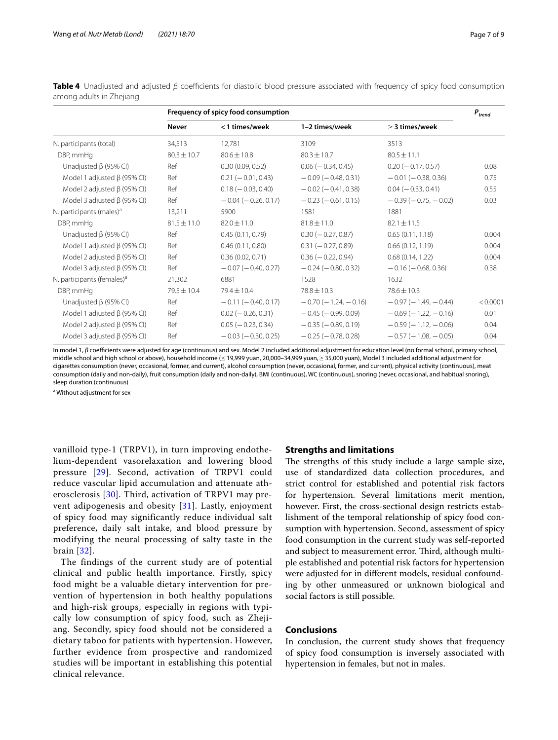**Table 4** Unadjusted and adjusted $\beta$ coefficients for diastolic blood pressure associated with frequency of spicy food consumption among adults in Zhejiang

| | Frequency of spicy food consumption | | | | $P_{trend}$ |
|---|---|---|---|---|---|
| | **Never** | **< 1 times/week** | **1–2 times/week** | **≥ 3 times/week** | |
| N. participants (total) | 34,513 | 12,781 | 3109 | 3513 | |
| DBP, mmHg | 80.3 ± 10.7 | 80.6 ± 10.8 | 80.3 ± 10.7 | 80.5 ± 11.1 | |
| Unadjusted β (95% CI) | Ref | 0.30 (0.09, 0.52) | 0.06 (− 0.34, 0.45) | 0.20 (− 0.17, 0.57) | 0.08 |
| Model 1 adjusted β (95% CI) | Ref | 0.21 (− 0.01, 0.43) | − 0.09 (− 0.48, 0.31) | − 0.01 (− 0.38, 0.36) | 0.75 |
| Model 2 adjusted β (95% CI) | Ref | 0.18 (− 0.03, 0.40) | − 0.02 (− 0.41, 0.38) | 0.04 (− 0.33, 0.41) | 0.55 |
| Model 3 adjusted β (95% CI) | Ref | − 0.04 (− 0.26, 0.17) | − 0.23 (− 0.61, 0.15) | − 0.39 (− 0.75, − 0.02) | 0.03 |
| N. participants (males)[a] | 13,211 | 5900 | 1581 | 1881 | |
| DBP, mmHg | 81.5 ± 11.0 | 82.0 ± 11.0 | 81.8 ± 11.0 | 82.1 ± 11.5 | |
| Unadjusted β (95% CI) | Ref | 0.45 (0.11, 0.79) | 0.30 (− 0.27, 0.87) | 0.65 (0.11, 1.18) | 0.004 |
| Model 1 adjusted β (95% CI) | Ref | 0.46 (0.11, 0.80) | 0.31 (− 0.27, 0.89) | 0.66 (0.12, 1.19) | 0.004 |
| Model 2 adjusted β (95% CI) | Ref | 0.36 (0.02, 0.71) | 0.36 (− 0.22, 0.94) | 0.68 (0.14, 1.22) | 0.004 |
| Model 3 adjusted β (95% CI) | Ref | − 0.07 (− 0.40, 0.27) | − 0.24 (− 0.80, 0.32) | − 0.16 (− 0.68, 0.36) | 0.38 |
| N. participants (females)[a] | 21,302 | 6881 | 1528 | 1632 | |
| DBP, mmHg | 79.5 ± 10.4 | 79.4 ± 10.4 | 78.8 ± 10.3 | 78.6 ± 10.3 | |
| Unadjusted β (95% CI) | Ref | − 0.11 (− 0.40, 0.17) | − 0.70 (− 1.24, − 0.16) | − 0.97 (− 1.49, − 0.44) | < 0.0001 |
| Model 1 adjusted β (95% CI) | Ref | 0.02 (− 0.26, 0.31) | − 0.45 (− 0.99, 0.09) | − 0.69 (− 1.22, − 0.16) | 0.01 |
| Model 2 adjusted β (95% CI) | Ref | 0.05 (− 0.23, 0.34) | − 0.35 (− 0.89, 0.19) | − 0.59 (− 1.12, − 0.06) | 0.04 |
| Model 3 adjusted β (95% CI) | Ref | − 0.03 (− 0.30, 0.25) | − 0.25 (− 0.78, 0.28) | − 0.57 (− 1.08, − 0.05) | 0.04 |

In model 1, $\beta$ coefficients were adjusted for age (continuous) and sex. Model 2 included additional adjustment for education level (no formal school, primary school, middle school and high school or above), household income (≤ 19,999 yuan, 20,000–34,999 yuan, ≥ 35,000 yuan), Model 3 included additional adjustment for cigarettes consumption (never, occasional, former, and current), alcohol consumption (never, occasional, former, and current), physical activity (continuous), meat consumption (daily and non-daily), fruit consumption (daily and non-daily), BMI (continuous), WC (continuous), snoring (never, occasional, and habitual snoring), sleep duration (continuous)

[a] Without adjustment for sex

vanilloid type-1 (TRPV1), in turn improving endothelium-dependent vasorelaxation and lowering blood pressure [29]. Second, activation of TRPV1 could reduce vascular lipid accumulation and attenuate atherosclerosis [30]. Third, activation of TRPV1 may prevent adipogenesis and obesity [31]. Lastly, enjoyment of spicy food may significantly reduce individual salt preference, daily salt intake, and blood pressure by modifying the neural processing of salty taste in the brain [32].

The findings of the current study are of potential clinical and public health importance. Firstly, spicy food might be a valuable dietary intervention for prevention of hypertension in both healthy populations and high-risk groups, especially in regions with typically low consumption of spicy food, such as Zhejiang. Secondly, spicy food should not be considered a dietary taboo for patients with hypertension. However, further evidence from prospective and randomized studies will be important in establishing this potential clinical relevance.

## Strengths and limitations

The strengths of this study include a large sample size, use of standardized data collection procedures, and strict control for established and potential risk factors for hypertension. Several limitations merit mention, however. First, the cross-sectional design restricts establishment of the temporal relationship of spicy food consumption with hypertension. Second, assessment of spicy food consumption in the current study was self-reported and subject to measurement error. Third, although multiple established and potential risk factors for hypertension were adjusted for in different models, residual confounding by other unmeasured or unknown biological and social factors is still possible.

## Conclusions

In conclusion, the current study shows that frequency of spicy food consumption is inversely associated with hypertension in females, but not in males.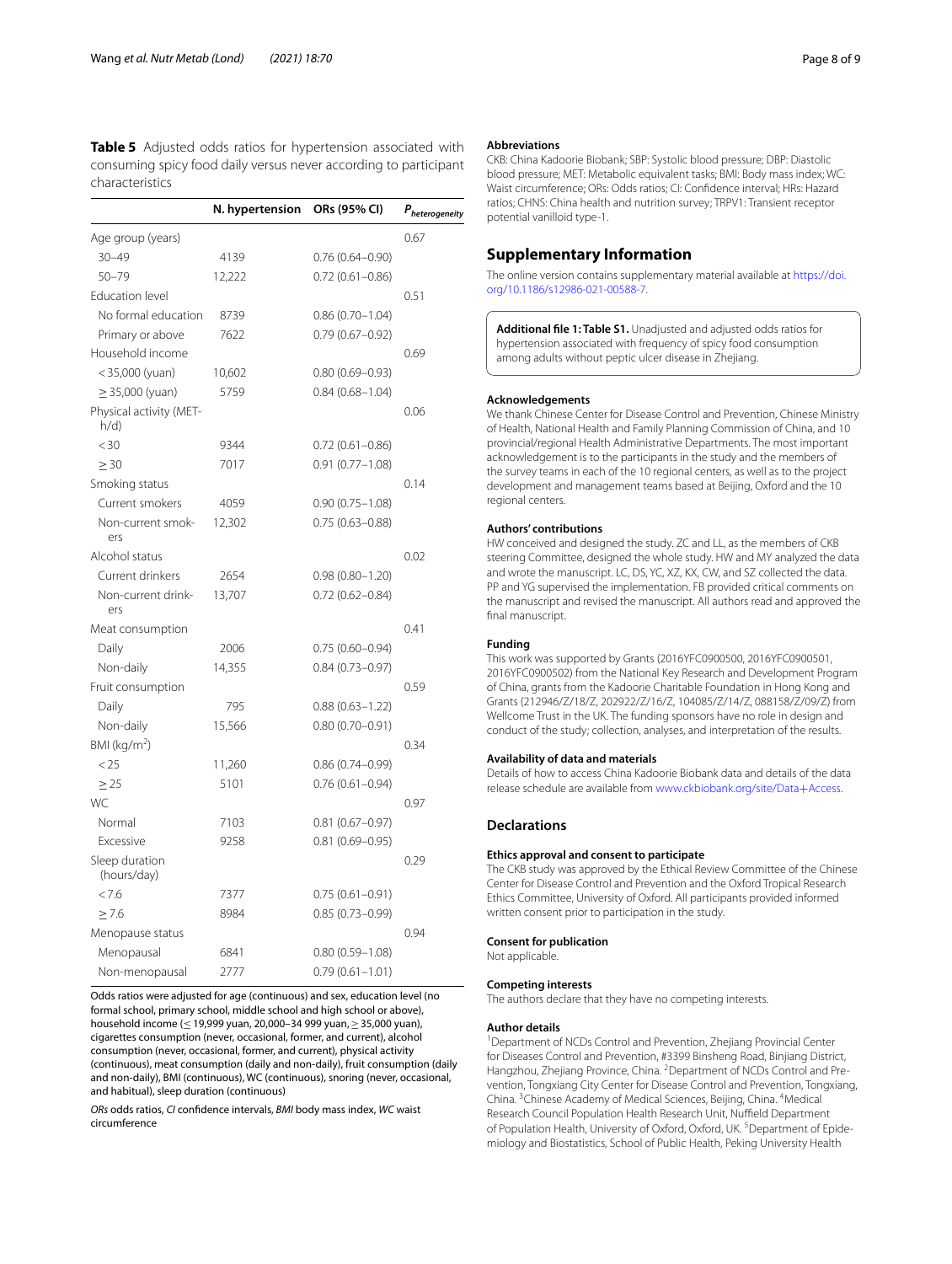**Table 5** Adjusted odds ratios for hypertension associated with consuming spicy food daily versus never according to participant characteristics

| | N. hypertension | ORs (95% CI) | $P_{heterogeneity}$ |
|---|---|---|---|
| Age group (years) | | | 0.67 |
| 30–49 | 4139 | 0.76 (0.64–0.90) | |
| 50–79 | 12,222 | 0.72 (0.61–0.86) | |
| Education level | | | 0.51 |
| No formal education | 8739 | 0.86 (0.70–1.04) | |
| Primary or above | 7622 | 0.79 (0.67–0.92) | |
| Household income | | | 0.69 |
| < 35,000 (yuan) | 10,602 | 0.80 (0.69–0.93) | |
| ≥ 35,000 (yuan) | 5759 | 0.84 (0.68–1.04) | |
| Physical activity (MET-h/d) | | | 0.06 |
| < 30 | 9344 | 0.72 (0.61–0.86) | |
| ≥ 30 | 7017 | 0.91 (0.77–1.08) | |
| Smoking status | | | 0.14 |
| Current smokers | 4059 | 0.90 (0.75–1.08) | |
| Non-current smokers | 12,302 | 0.75 (0.63–0.88) | |
| Alcohol status | | | 0.02 |
| Current drinkers | 2654 | 0.98 (0.80–1.20) | |
| Non-current drinkers | 13,707 | 0.72 (0.62–0.84) | |
| Meat consumption | | | 0.41 |
| Daily | 2006 | 0.75 (0.60–0.94) | |
| Non-daily | 14,355 | 0.84 (0.73–0.97) | |
| Fruit consumption | | | 0.59 |
| Daily | 795 | 0.88 (0.63–1.22) | |
| Non-daily | 15,566 | 0.80 (0.70–0.91) | |
| BMI (kg/m$^2$) | | | 0.34 |
| < 25 | 11,260 | 0.86 (0.74–0.99) | |
| ≥ 25 | 5101 | 0.76 (0.61–0.94) | |
| WC | | | 0.97 |
| Normal | 7103 | 0.81 (0.67–0.97) | |
| Excessive | 9258 | 0.81 (0.69–0.95) | |
| Sleep duration (hours/day) | | | 0.29 |
| < 7.6 | 7377 | 0.75 (0.61–0.91) | |
| ≥ 7.6 | 8984 | 0.85 (0.73–0.99) | |
| Menopause status | | | 0.94 |
| Menopausal | 6841 | 0.80 (0.59–1.08) | |
| Non-menopausal | 2777 | 0.79 (0.61–1.01) | |

Odds ratios were adjusted for age (continuous) and sex, education level (no formal school, primary school, middle school and high school or above), household income (≤ 19,999 yuan, 20,000–34 999 yuan, ≥ 35,000 yuan), cigarettes consumption (never, occasional, former, and current), alcohol consumption (never, occasional, former, and current), physical activity (continuous), meat consumption (daily and non-daily), fruit consumption (daily and non-daily), BMI (continuous), WC (continuous), snoring (never, occasional, and habitual), sleep duration (continuous)

*ORs* odds ratios, *CI* confidence intervals, *BMI* body mass index, *WC* waist circumference

#### Abbreviations

CKB: China Kadoorie Biobank; SBP: Systolic blood pressure; DBP: Diastolic blood pressure; MET: Metabolic equivalent tasks; BMI: Body mass index; WC: Waist circumference; ORs: Odds ratios; CI: Confidence interval; HRs: Hazard ratios; CHNS: China health and nutrition survey; TRPV1: Transient receptor potential vanilloid type-1.

## Supplementary Information

The online version contains supplementary material available at https://doi.org/10.1186/s12986-021-00588-7.

**Additional file 1: Table S1.** Unadjusted and adjusted odds ratios for hypertension associated with frequency of spicy food consumption among adults without peptic ulcer disease in Zhejiang.

#### Acknowledgements

We thank Chinese Center for Disease Control and Prevention, Chinese Ministry of Health, National Health and Family Planning Commission of China, and 10 provincial/regional Health Administrative Departments. The most important acknowledgement is to the participants in the study and the members of the survey teams in each of the 10 regional centers, as well as to the project development and management teams based at Beijing, Oxford and the 10 regional centers.

#### Authors' contributions

HW conceived and designed the study. ZC and LL, as the members of CKB steering Committee, designed the whole study. HW and MY analyzed the data and wrote the manuscript. LC, DS, YC, XZ, KX, CW, and SZ collected the data. PP and YG supervised the implementation. FB provided critical comments on the manuscript and revised the manuscript. All authors read and approved the final manuscript.

#### Funding

This work was supported by Grants (2016YFC0900500, 2016YFC0900501, 2016YFC0900502) from the National Key Research and Development Program of China, grants from the Kadoorie Charitable Foundation in Hong Kong and Grants (212946/Z/18/Z, 202922/Z/16/Z, 104085/Z/14/Z, 088158/Z/09/Z) from Wellcome Trust in the UK. The funding sponsors have no role in design and conduct of the study; collection, analyses, and interpretation of the results.

#### Availability of data and materials

Details of how to access China Kadoorie Biobank data and details of the data release schedule are available from www.ckbiobank.org/site/Data+Access.

## Declarations

#### Ethics approval and consent to participate

The CKB study was approved by the Ethical Review Committee of the Chinese Center for Disease Control and Prevention and the Oxford Tropical Research Ethics Committee, University of Oxford. All participants provided informed written consent prior to participation in the study.

#### Consent for publication

Not applicable.

#### Competing interests

The authors declare that they have no competing interests.

#### Author details

[1] Department of NCDs Control and Prevention, Zhejiang Provincial Center for Diseases Control and Prevention, #3399 Binsheng Road, Binjiang District, Hangzhou, Zhejiang Province, China. [2] Department of NCDs Control and Prevention, Tongxiang City Center for Disease Control and Prevention, Tongxiang, China. [3] Chinese Academy of Medical Sciences, Beijing, China. [4] Medical Research Council Population Health Research Unit, Nuffield Department of Population Health, University of Oxford, Oxford, UK. [5] Department of Epidemiology and Biostatistics, School of Public Health, Peking University Health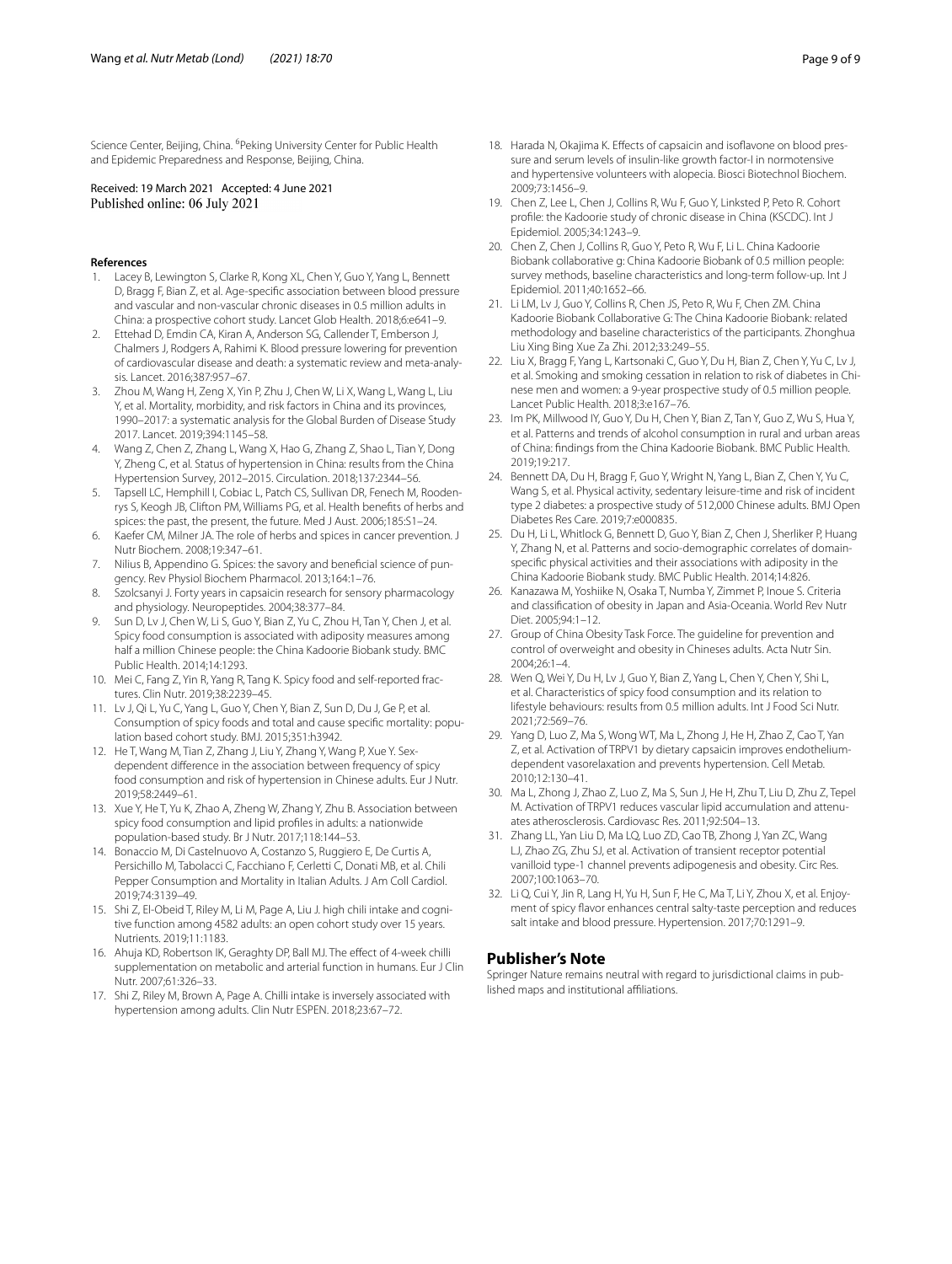Science Center, Beijing, China. [6]Peking University Center for Public Health and Epidemic Preparedness and Response, Beijing, China.

Received: 19 March 2021 Accepted: 4 June 2021
Published online: 06 July 2021

## References

1. Lacey B, Lewington S, Clarke R, Kong XL, Chen Y, Guo Y, Yang L, Bennett D, Bragg F, Bian Z, et al. Age-specific association between blood pressure and vascular and non-vascular chronic diseases in 0.5 million adults in China: a prospective cohort study. Lancet Glob Health. 2018;6:e641–9.
2. Ettehad D, Emdin CA, Kiran A, Anderson SG, Callender T, Emberson J, Chalmers J, Rodgers A, Rahimi K. Blood pressure lowering for prevention of cardiovascular disease and death: a systematic review and meta-analysis. Lancet. 2016;387:957–67.
3. Zhou M, Wang H, Zeng X, Yin P, Zhu J, Chen W, Li X, Wang L, Wang L, Liu Y, et al. Mortality, morbidity, and risk factors in China and its provinces, 1990–2017: a systematic analysis for the Global Burden of Disease Study 2017. Lancet. 2019;394:1145–58.
4. Wang Z, Chen Z, Zhang L, Wang X, Hao G, Zhang Z, Shao L, Tian Y, Dong Y, Zheng C, et al. Status of hypertension in China: results from the China Hypertension Survey, 2012–2015. Circulation. 2018;137:2344–56.
5. Tapsell LC, Hemphill I, Cobiac L, Patch CS, Sullivan DR, Fenech M, Roodenrys S, Keogh JB, Clifton PM, Williams PG, et al. Health benefits of herbs and spices: the past, the present, the future. Med J Aust. 2006;185:S1–24.
6. Kaefer CM, Milner JA. The role of herbs and spices in cancer prevention. J Nutr Biochem. 2008;19:347–61.
7. Nilius B, Appendino G. Spices: the savory and beneficial science of pungency. Rev Physiol Biochem Pharmacol. 2013;164:1–76.
8. Szolcsanyi J. Forty years in capsaicin research for sensory pharmacology and physiology. Neuropeptides. 2004;38:377–84.
9. Sun D, Lv J, Chen W, Li S, Guo Y, Bian Z, Yu C, Zhou H, Tan Y, Chen J, et al. Spicy food consumption is associated with adiposity measures among half a million Chinese people: the China Kadoorie Biobank study. BMC Public Health. 2014;14:1293.
10. Mei C, Fang Z, Yin R, Yang R, Tang K. Spicy food and self-reported fractures. Clin Nutr. 2019;38:2239–45.
11. Lv J, Qi L, Yu C, Yang L, Guo Y, Chen Y, Bian Z, Sun D, Du J, Ge P, et al. Consumption of spicy foods and total and cause specific mortality: population based cohort study. BMJ. 2015;351:h3942.
12. He T, Wang M, Tian Z, Zhang J, Liu Y, Zhang Y, Wang P, Xue Y. Sex-dependent difference in the association between frequency of spicy food consumption and risk of hypertension in Chinese adults. Eur J Nutr. 2019;58:2449–61.
13. Xue Y, He T, Yu K, Zhao A, Zheng W, Zhang Y, Zhu B. Association between spicy food consumption and lipid profiles in adults: a nationwide population-based study. Br J Nutr. 2017;118:144–53.
14. Bonaccio M, Di Castelnuovo A, Costanzo S, Ruggiero E, De Curtis A, Persichillo M, Tabolacci C, Facchiano F, Cerletti C, Donati MB, et al. Chili Pepper Consumption and Mortality in Italian Adults. J Am Coll Cardiol. 2019;74:3139–49.
15. Shi Z, El-Obeid T, Riley M, Li M, Page A, Liu J. high chili intake and cognitive function among 4582 adults: an open cohort study over 15 years. Nutrients. 2019;11:1183.
16. Ahuja KD, Robertson IK, Geraghty DP, Ball MJ. The effect of 4-week chilli supplementation on metabolic and arterial function in humans. Eur J Clin Nutr. 2007;61:326–33.
17. Shi Z, Riley M, Brown A, Page A. Chilli intake is inversely associated with hypertension among adults. Clin Nutr ESPEN. 2018;23:67–72.
18. Harada N, Okajima K. Effects of capsaicin and isoflavone on blood pressure and serum levels of insulin-like growth factor-I in normotensive and hypertensive volunteers with alopecia. Biosci Biotechnol Biochem. 2009;73:1456–9.
19. Chen Z, Lee L, Chen J, Collins R, Wu F, Guo Y, Linksted P, Peto R. Cohort profile: the Kadoorie study of chronic disease in China (KSCDC). Int J Epidemiol. 2005;34:1243–9.
20. Chen Z, Chen J, Collins R, Guo Y, Peto R, Wu F, Li L. China Kadoorie Biobank collaborative g: China Kadoorie Biobank of 0.5 million people: survey methods, baseline characteristics and long-term follow-up. Int J Epidemiol. 2011;40:1652–66.
21. Li LM, Lv J, Guo Y, Collins R, Chen JS, Peto R, Wu F, Chen ZM. China Kadoorie Biobank Collaborative G: The China Kadoorie Biobank: related methodology and baseline characteristics of the participants. Zhonghua Liu Xing Bing Xue Za Zhi. 2012;33:249–55.
22. Liu X, Bragg F, Yang L, Kartsonaki C, Guo Y, Du H, Bian Z, Chen Y, Yu C, Lv J, et al. Smoking and smoking cessation in relation to risk of diabetes in Chinese men and women: a 9-year prospective study of 0.5 million people. Lancet Public Health. 2018;3:e167–76.
23. Im PK, Millwood IY, Guo Y, Du H, Chen Y, Bian Z, Tan Y, Guo Z, Wu S, Hua Y, et al. Patterns and trends of alcohol consumption in rural and urban areas of China: findings from the China Kadoorie Biobank. BMC Public Health. 2019;19:217.
24. Bennett DA, Du H, Bragg F, Guo Y, Wright N, Yang L, Bian Z, Chen Y, Yu C, Wang S, et al. Physical activity, sedentary leisure-time and risk of incident type 2 diabetes: a prospective study of 512,000 Chinese adults. BMJ Open Diabetes Res Care. 2019;7:e000835.
25. Du H, Li L, Whitlock G, Bennett D, Guo Y, Bian Z, Chen J, Sherliker P, Huang Y, Zhang N, et al. Patterns and socio-demographic correlates of domain-specific physical activities and their associations with adiposity in the China Kadoorie Biobank study. BMC Public Health. 2014;14:826.
26. Kanazawa M, Yoshiike N, Osaka T, Numba Y, Zimmet P, Inoue S. Criteria and classification of obesity in Japan and Asia-Oceania. World Rev Nutr Diet. 2005;94:1–12.
27. Group of China Obesity Task Force. The guideline for prevention and control of overweight and obesity in Chineses adults. Acta Nutr Sin. 2004;26:1–4.
28. Wen Q, Wei Y, Du H, Lv J, Guo Y, Bian Z, Yang L, Chen Y, Chen Y, Shi L, et al. Characteristics of spicy food consumption and its relation to lifestyle behaviours: results from 0.5 million adults. Int J Food Sci Nutr. 2021;72:569–76.
29. Yang D, Luo Z, Ma S, Wong WT, Ma L, Zhong J, He H, Zhao Z, Cao T, Yan Z, et al. Activation of TRPV1 by dietary capsaicin improves endothelium-dependent vasorelaxation and prevents hypertension. Cell Metab. 2010;12:130–41.
30. Ma L, Zhong J, Zhao Z, Luo Z, Ma S, Sun J, He H, Zhu T, Liu D, Zhu Z, Tepel M. Activation of TRPV1 reduces vascular lipid accumulation and attenuates atherosclerosis. Cardiovasc Res. 2011;92:504–13.
31. Zhang LL, Yan Liu D, Ma LQ, Luo ZD, Cao TB, Zhong J, Yan ZC, Wang LJ, Zhao ZG, Zhu SJ, et al. Activation of transient receptor potential vanilloid type-1 channel prevents adipogenesis and obesity. Circ Res. 2007;100:1063–70.
32. Li Q, Cui Y, Jin R, Lang H, Yu H, Sun F, He C, Ma T, Li Y, Zhou X, et al. Enjoyment of spicy flavor enhances central salty-taste perception and reduces salt intake and blood pressure. Hypertension. 2017;70:1291–9.

## Publisher's Note

Springer Nature remains neutral with regard to jurisdictional claims in published maps and institutional affiliations.